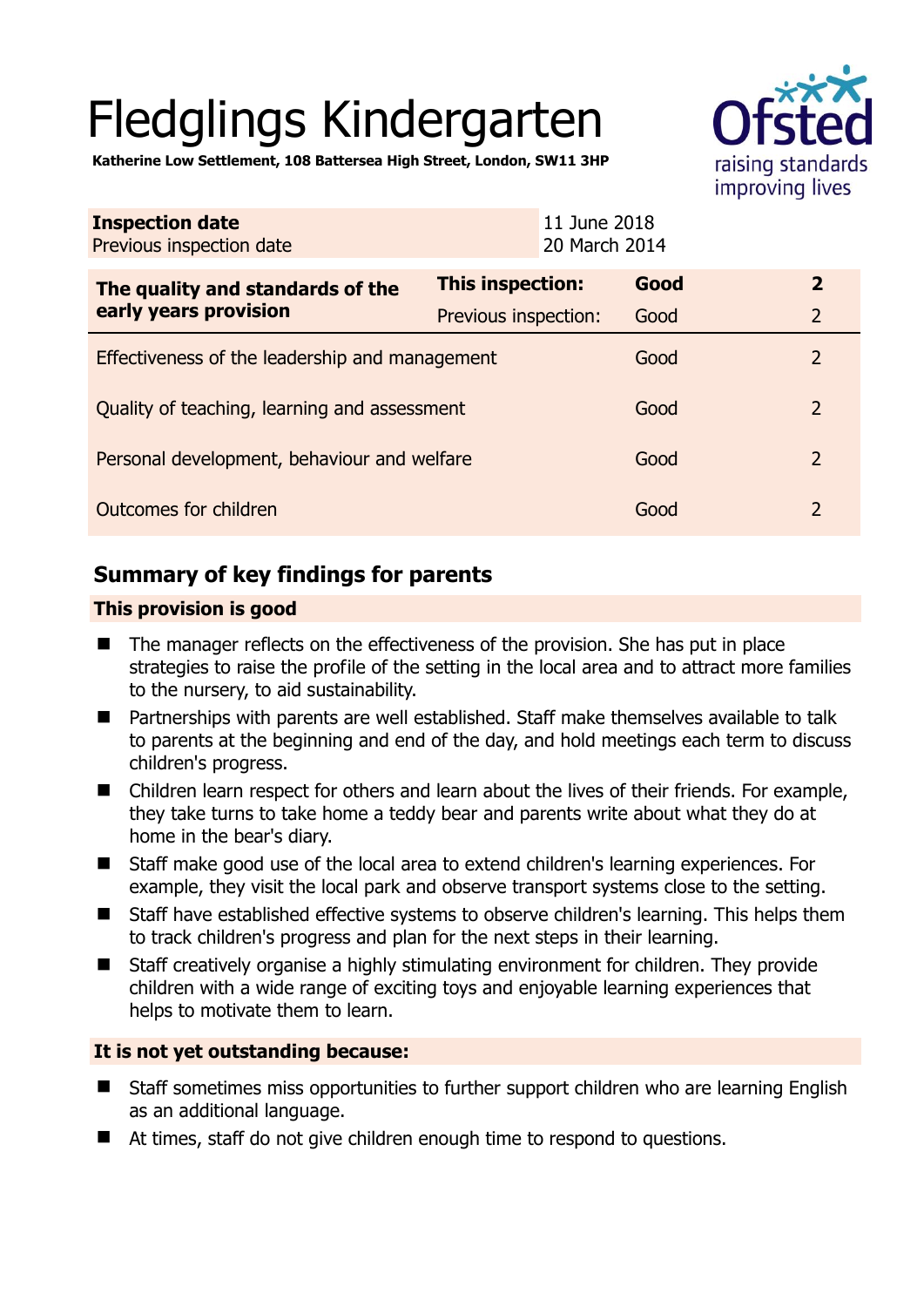# Fledglings Kindergarten

**Katherine Low Settlement, 108 Battersea High Street, London, SW11 3HP**

| **Inspection date** | 11 June 2018 |
|---|---|
| Previous inspection date | 20 March 2014 |

| **The quality and standards of the early years provision** | **This inspection:** | **Good** | **2** |
|---|---|---|---|
| | Previous inspection: | Good | 2 |
| Effectiveness of the leadership and management | | Good | 2 |
| Quality of teaching, learning and assessment | | Good | 2 |
| Personal development, behaviour and welfare | | Good | 2 |
| Outcomes for children | | Good | 2 |

## Summary of key findings for parents

### This provision is good

- The manager reflects on the effectiveness of the provision. She has put in place strategies to raise the profile of the setting in the local area and to attract more families to the nursery, to aid sustainability.
- Partnerships with parents are well established. Staff make themselves available to talk to parents at the beginning and end of the day, and hold meetings each term to discuss children's progress.
- Children learn respect for others and learn about the lives of their friends. For example, they take turns to take home a teddy bear and parents write about what they do at home in the bear's diary.
- Staff make good use of the local area to extend children's learning experiences. For example, they visit the local park and observe transport systems close to the setting.
- Staff have established effective systems to observe children's learning. This helps them to track children's progress and plan for the next steps in their learning.
- Staff creatively organise a highly stimulating environment for children. They provide children with a wide range of exciting toys and enjoyable learning experiences that helps to motivate them to learn.

### It is not yet outstanding because:

- Staff sometimes miss opportunities to further support children who are learning English as an additional language.
- At times, staff do not give children enough time to respond to questions.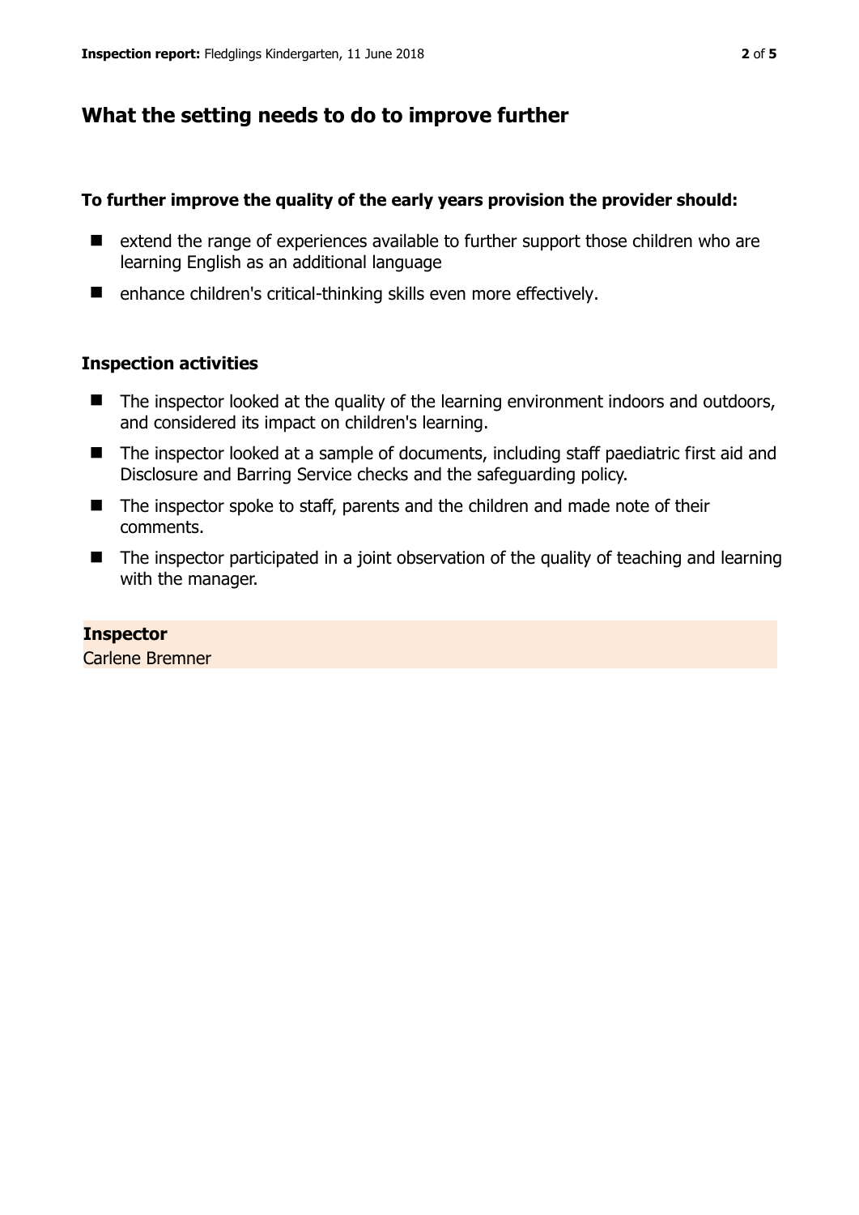## What the setting needs to do to improve further

**To further improve the quality of the early years provision the provider should:**

- extend the range of experiences available to further support those children who are learning English as an additional language
- enhance children's critical-thinking skills even more effectively.

### Inspection activities

- The inspector looked at the quality of the learning environment indoors and outdoors, and considered its impact on children's learning.
- The inspector looked at a sample of documents, including staff paediatric first aid and Disclosure and Barring Service checks and the safeguarding policy.
- The inspector spoke to staff, parents and the children and made note of their comments.
- The inspector participated in a joint observation of the quality of teaching and learning with the manager.

**Inspector**
Carlene Bremner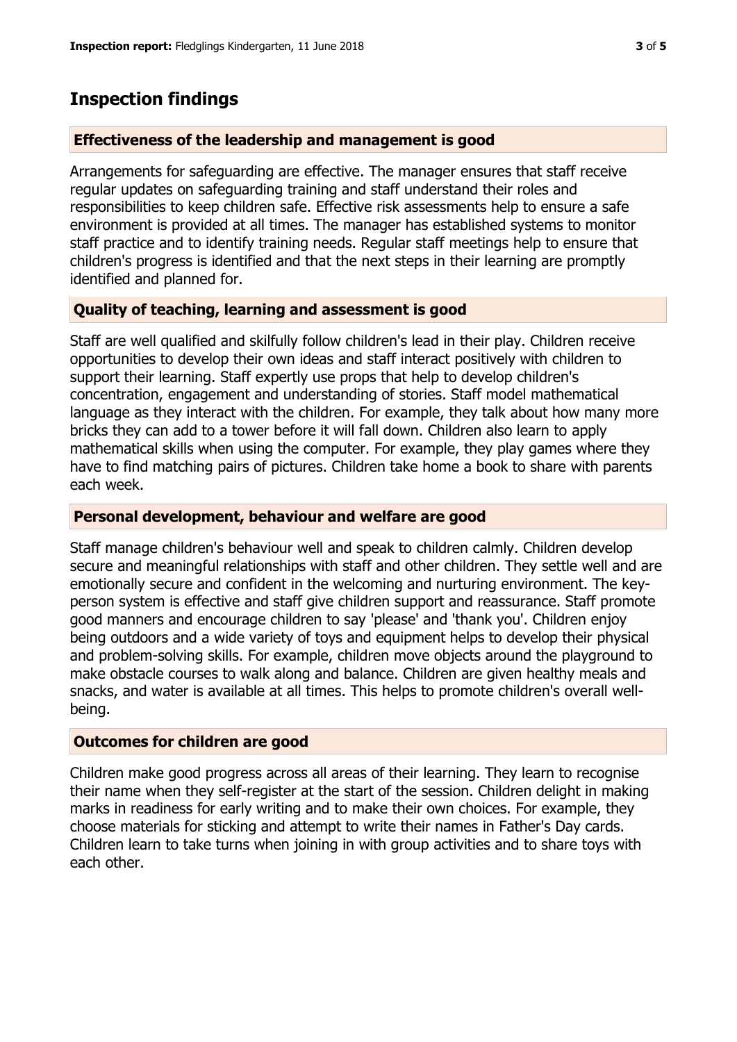## Inspection findings

### Effectiveness of the leadership and management is good

Arrangements for safeguarding are effective. The manager ensures that staff receive regular updates on safeguarding training and staff understand their roles and responsibilities to keep children safe. Effective risk assessments help to ensure a safe environment is provided at all times. The manager has established systems to monitor staff practice and to identify training needs. Regular staff meetings help to ensure that children's progress is identified and that the next steps in their learning are promptly identified and planned for.

### Quality of teaching, learning and assessment is good

Staff are well qualified and skilfully follow children's lead in their play. Children receive opportunities to develop their own ideas and staff interact positively with children to support their learning. Staff expertly use props that help to develop children's concentration, engagement and understanding of stories. Staff model mathematical language as they interact with the children. For example, they talk about how many more bricks they can add to a tower before it will fall down. Children also learn to apply mathematical skills when using the computer. For example, they play games where they have to find matching pairs of pictures. Children take home a book to share with parents each week.

### Personal development, behaviour and welfare are good

Staff manage children's behaviour well and speak to children calmly. Children develop secure and meaningful relationships with staff and other children. They settle well and are emotionally secure and confident in the welcoming and nurturing environment. The key-person system is effective and staff give children support and reassurance. Staff promote good manners and encourage children to say 'please' and 'thank you'. Children enjoy being outdoors and a wide variety of toys and equipment helps to develop their physical and problem-solving skills. For example, children move objects around the playground to make obstacle courses to walk along and balance. Children are given healthy meals and snacks, and water is available at all times. This helps to promote children's overall well-being.

### Outcomes for children are good

Children make good progress across all areas of their learning. They learn to recognise their name when they self-register at the start of the session. Children delight in making marks in readiness for early writing and to make their own choices. For example, they choose materials for sticking and attempt to write their names in Father's Day cards. Children learn to take turns when joining in with group activities and to share toys with each other.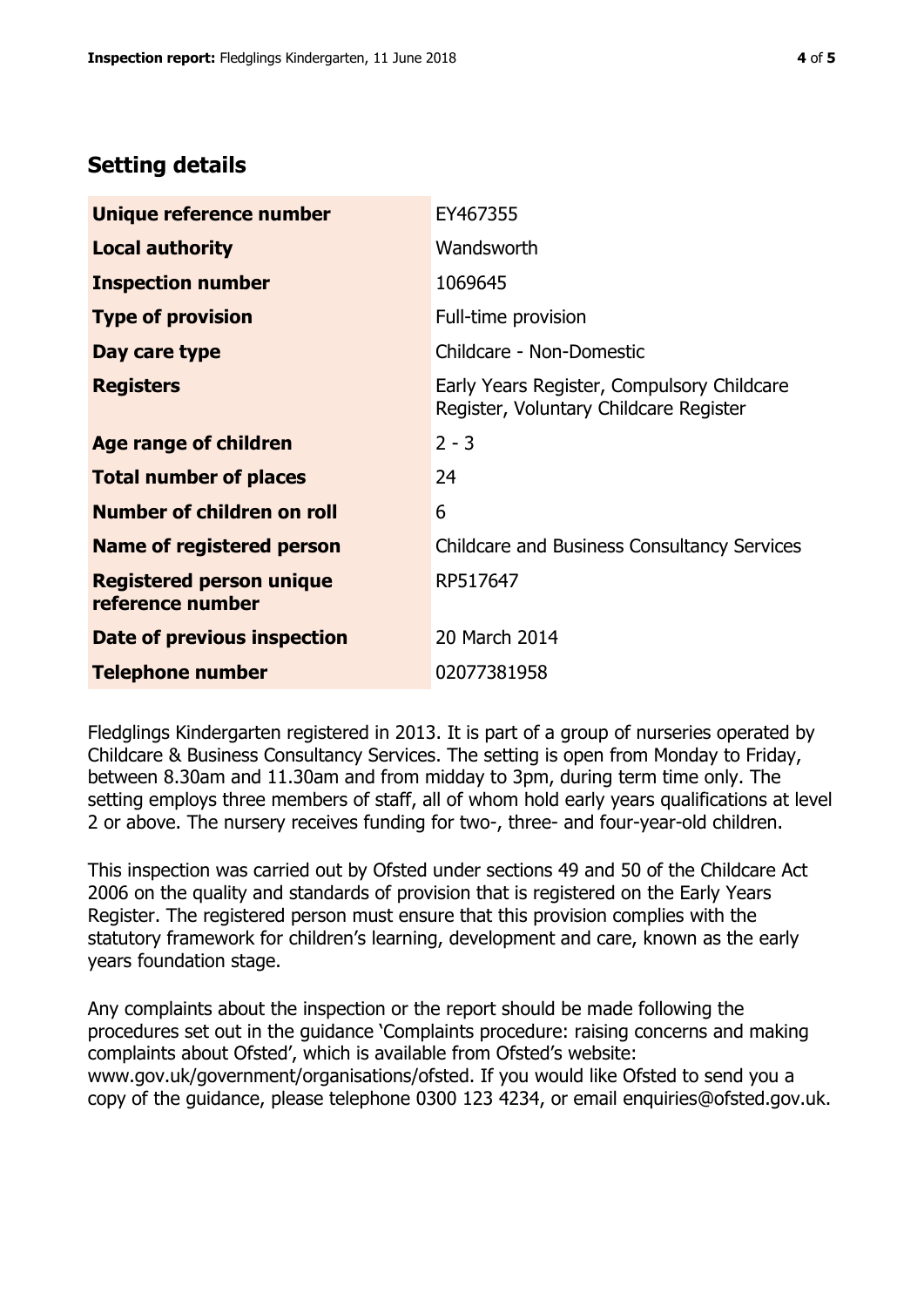## Setting details

| | |
|---|---|
| **Unique reference number** | EY467355 |
| **Local authority** | Wandsworth |
| **Inspection number** | 1069645 |
| **Type of provision** | Full-time provision |
| **Day care type** | Childcare - Non-Domestic |
| **Registers** | Early Years Register, Compulsory Childcare Register, Voluntary Childcare Register |
| **Age range of children** | 2 - 3 |
| **Total number of places** | 24 |
| **Number of children on roll** | 6 |
| **Name of registered person** | Childcare and Business Consultancy Services |
| **Registered person unique reference number** | RP517647 |
| **Date of previous inspection** | 20 March 2014 |
| **Telephone number** | 02077381958 |

Fledglings Kindergarten registered in 2013. It is part of a group of nurseries operated by Childcare & Business Consultancy Services. The setting is open from Monday to Friday, between 8.30am and 11.30am and from midday to 3pm, during term time only. The setting employs three members of staff, all of whom hold early years qualifications at level 2 or above. The nursery receives funding for two-, three- and four-year-old children.

This inspection was carried out by Ofsted under sections 49 and 50 of the Childcare Act 2006 on the quality and standards of provision that is registered on the Early Years Register. The registered person must ensure that this provision complies with the statutory framework for children's learning, development and care, known as the early years foundation stage.

Any complaints about the inspection or the report should be made following the procedures set out in the guidance 'Complaints procedure: raising concerns and making complaints about Ofsted', which is available from Ofsted's website: www.gov.uk/government/organisations/ofsted. If you would like Ofsted to send you a copy of the guidance, please telephone 0300 123 4234, or email enquiries@ofsted.gov.uk.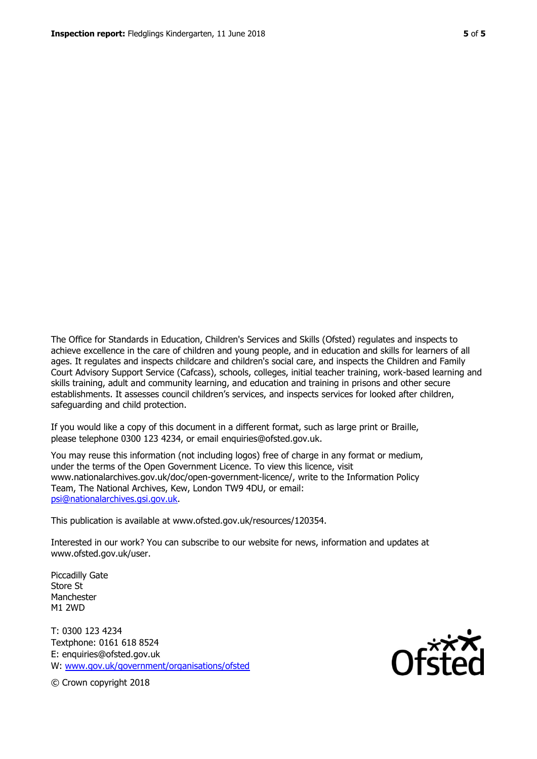The Office for Standards in Education, Children's Services and Skills (Ofsted) regulates and inspects to achieve excellence in the care of children and young people, and in education and skills for learners of all ages. It regulates and inspects childcare and children's social care, and inspects the Children and Family Court Advisory Support Service (Cafcass), schools, colleges, initial teacher training, work-based learning and skills training, adult and community learning, and education and training in prisons and other secure establishments. It assesses council children's services, and inspects services for looked after children, safeguarding and child protection.

If you would like a copy of this document in a different format, such as large print or Braille, please telephone 0300 123 4234, or email enquiries@ofsted.gov.uk.

You may reuse this information (not including logos) free of charge in any format or medium, under the terms of the Open Government Licence. To view this licence, visit www.nationalarchives.gov.uk/doc/open-government-licence/, write to the Information Policy Team, The National Archives, Kew, London TW9 4DU, or email: psi@nationalarchives.gsi.gov.uk.

This publication is available at www.ofsted.gov.uk/resources/120354.

Interested in our work? You can subscribe to our website for news, information and updates at www.ofsted.gov.uk/user.

Piccadilly Gate
Store St
Manchester
M1 2WD

T: 0300 123 4234
Textphone: 0161 618 8524
E: enquiries@ofsted.gov.uk
W: www.gov.uk/government/organisations/ofsted

© Crown copyright 2018

Ofsted